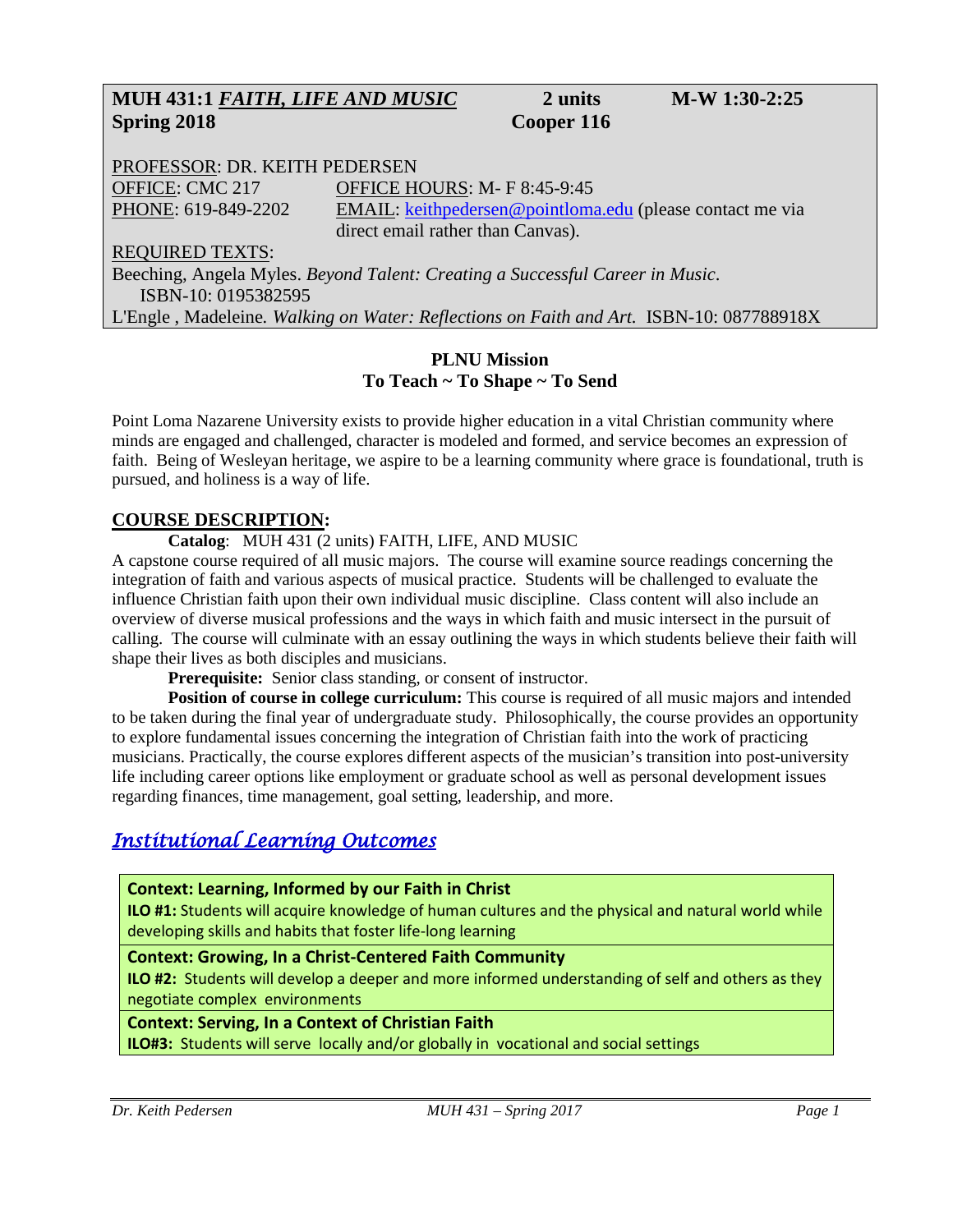**MUH 431:1 *FAITH, LIFE AND MUSIC*** **2 units** **M-W 1:30-2:25**
**Spring 2018** **Cooper 116**

PROFESSOR: DR. KEITH PEDERSEN
OFFICE: CMC 217 OFFICE HOURS: M- F 8:45-9:45
PHONE: 619-849-2202 EMAIL: keithpedersen@pointloma.edu (please contact me via direct email rather than Canvas).

REQUIRED TEXTS:
Beeching, Angela Myles. *Beyond Talent: Creating a Successful Career in Music*. ISBN-10: 0195382595
L'Engle , Madeleine*. Walking on Water: Reflections on Faith and Art*. ISBN-10: 087788918X

**PLNU Mission**
**To Teach ~ To Shape ~ To Send**

Point Loma Nazarene University exists to provide higher education in a vital Christian community where minds are engaged and challenged, character is modeled and formed, and service becomes an expression of faith. Being of Wesleyan heritage, we aspire to be a learning community where grace is foundational, truth is pursued, and holiness is a way of life.

## COURSE DESCRIPTION:

**Catalog**: MUH 431 (2 units) FAITH, LIFE, AND MUSIC
A capstone course required of all music majors. The course will examine source readings concerning the integration of faith and various aspects of musical practice. Students will be challenged to evaluate the influence Christian faith upon their own individual music discipline. Class content will also include an overview of diverse musical professions and the ways in which faith and music intersect in the pursuit of calling. The course will culminate with an essay outlining the ways in which students believe their faith will shape their lives as both disciples and musicians.

**Prerequisite:** Senior class standing, or consent of instructor.

**Position of course in college curriculum:** This course is required of all music majors and intended to be taken during the final year of undergraduate study. Philosophically, the course provides an opportunity to explore fundamental issues concerning the integration of Christian faith into the work of practicing musicians. Practically, the course explores different aspects of the musician's transition into post-university life including career options like employment or graduate school as well as personal development issues regarding finances, time management, goal setting, leadership, and more.

## *Institutional Learning Outcomes*

**Context: Learning, Informed by our Faith in Christ**
**ILO #1:** Students will acquire knowledge of human cultures and the physical and natural world while developing skills and habits that foster life-long learning

**Context: Growing, In a Christ-Centered Faith Community**
**ILO #2:** Students will develop a deeper and more informed understanding of self and others as they negotiate complex environments

**Context: Serving, In a Context of Christian Faith**
**ILO#3:** Students will serve locally and/or globally in vocational and social settings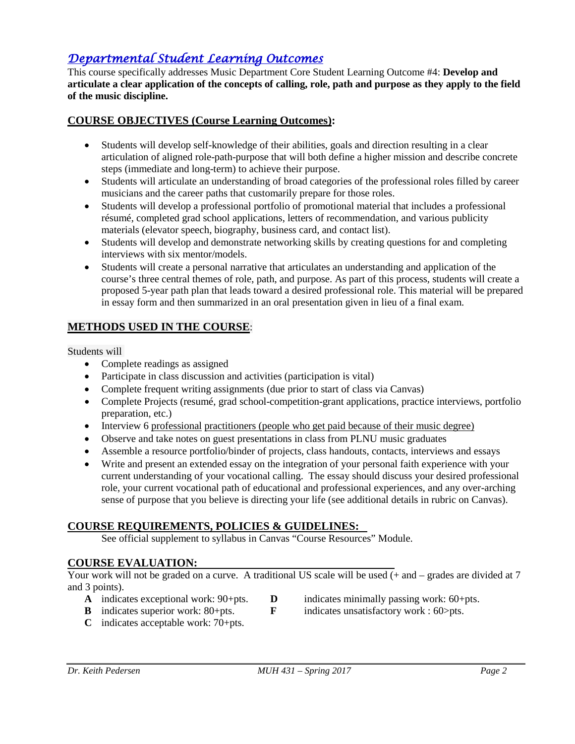## *Departmental Student Learning Outcomes*

This course specifically addresses Music Department Core Student Learning Outcome #4: **Develop and articulate a clear application of the concepts of calling, role, path and purpose as they apply to the field of the music discipline.**

## COURSE OBJECTIVES (Course Learning Outcomes):

- Students will develop self-knowledge of their abilities, goals and direction resulting in a clear articulation of aligned role-path-purpose that will both define a higher mission and describe concrete steps (immediate and long-term) to achieve their purpose.
- Students will articulate an understanding of broad categories of the professional roles filled by career musicians and the career paths that customarily prepare for those roles.
- Students will develop a professional portfolio of promotional material that includes a professional résumé, completed grad school applications, letters of recommendation, and various publicity materials (elevator speech, biography, business card, and contact list).
- Students will develop and demonstrate networking skills by creating questions for and completing interviews with six mentor/models.
- Students will create a personal narrative that articulates an understanding and application of the course's three central themes of role, path, and purpose. As part of this process, students will create a proposed 5-year path plan that leads toward a desired professional role. This material will be prepared in essay form and then summarized in an oral presentation given in lieu of a final exam.

## METHODS USED IN THE COURSE:

Students will

- Complete readings as assigned
- Participate in class discussion and activities (participation is vital)
- Complete frequent writing assignments (due prior to start of class via Canvas)
- Complete Projects (resumé, grad school-competition-grant applications, practice interviews, portfolio preparation, etc.)
- Interview 6 professional practitioners (people who get paid because of their music degree)
- Observe and take notes on guest presentations in class from PLNU music graduates
- Assemble a resource portfolio/binder of projects, class handouts, contacts, interviews and essays
- Write and present an extended essay on the integration of your personal faith experience with your current understanding of your vocational calling. The essay should discuss your desired professional role, your current vocational path of educational and professional experiences, and any over-arching sense of purpose that you believe is directing your life (see additional details in rubric on Canvas).

## COURSE REQUIREMENTS, POLICIES & GUIDELINES:

See official supplement to syllabus in Canvas "Course Resources" Module.

## COURSE EVALUATION:

Your work will not be graded on a curve. A traditional US scale will be used (+ and – grades are divided at 7 and 3 points).

- **A** indicates exceptional work: 90+pts.
- **B** indicates superior work: 80+pts.
- **C** indicates acceptable work: 70+pts.
- **D** indicates minimally passing work: 60+pts.
- **F** indicates unsatisfactory work : 60>pts.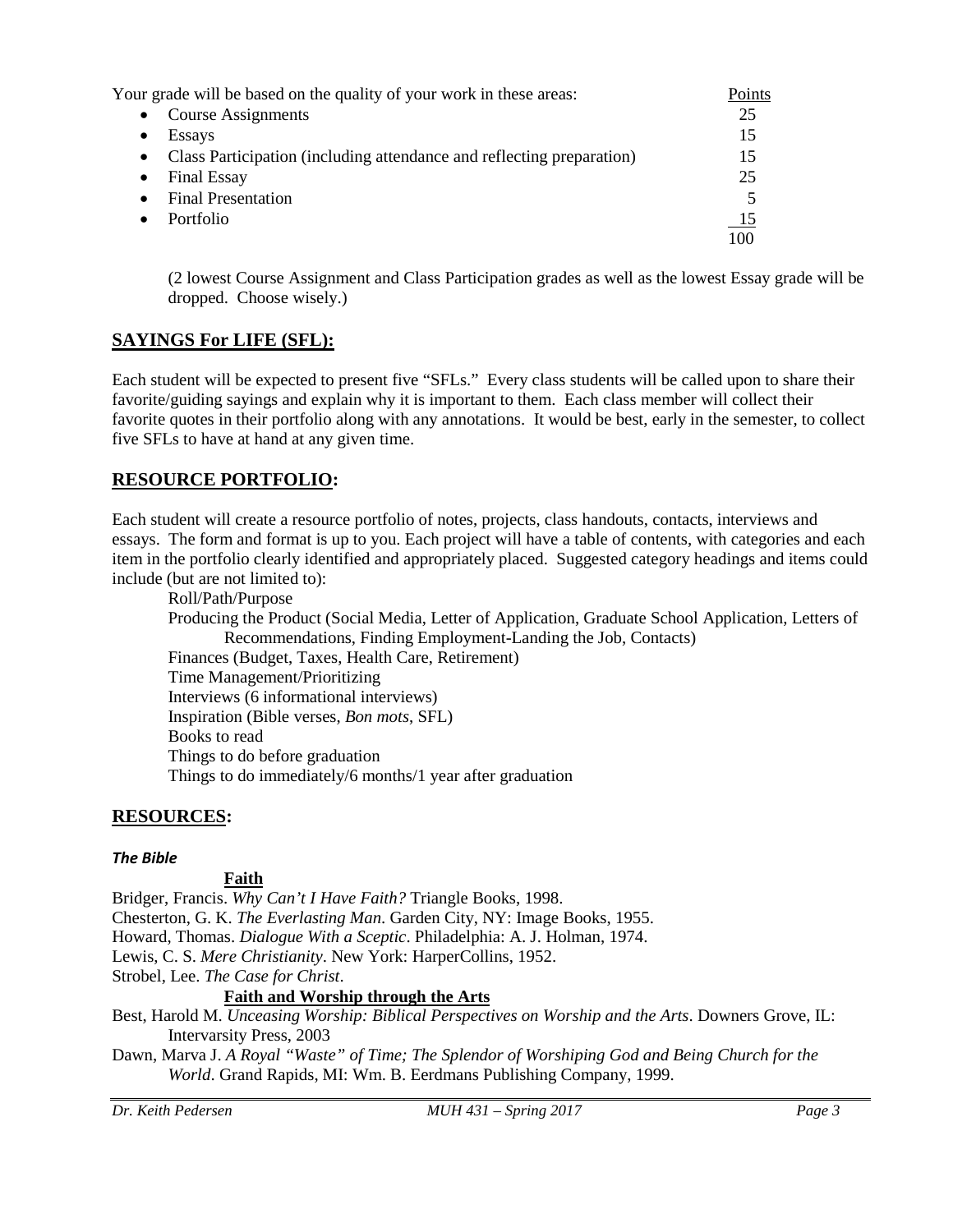Your grade will be based on the quality of your work in these areas:

| | Points |
|---|---|
| • Course Assignments | 25 |
| • Essays | 15 |
| • Class Participation (including attendance and reflecting preparation) | 15 |
| • Final Essay | 25 |
| • Final Presentation | 5 |
| • Portfolio | 15 |
| | 100 |

(2 lowest Course Assignment and Class Participation grades as well as the lowest Essay grade will be dropped. Choose wisely.)

## SAYINGS For LIFE (SFL):

Each student will be expected to present five "SFLs." Every class students will be called upon to share their favorite/guiding sayings and explain why it is important to them. Each class member will collect their favorite quotes in their portfolio along with any annotations. It would be best, early in the semester, to collect five SFLs to have at hand at any given time.

## RESOURCE PORTFOLIO:

Each student will create a resource portfolio of notes, projects, class handouts, contacts, interviews and essays. The form and format is up to you. Each project will have a table of contents, with categories and each item in the portfolio clearly identified and appropriately placed. Suggested category headings and items could include (but are not limited to):

Roll/Path/Purpose
Producing the Product (Social Media, Letter of Application, Graduate School Application, Letters of Recommendations, Finding Employment-Landing the Job, Contacts)
Finances (Budget, Taxes, Health Care, Retirement)
Time Management/Prioritizing
Interviews (6 informational interviews)
Inspiration (Bible verses, *Bon mots*, SFL)
Books to read
Things to do before graduation
Things to do immediately/6 months/1 year after graduation

## RESOURCES:

***The Bible***

**Faith**

Bridger, Francis. *Why Can't I Have Faith?* Triangle Books, 1998.
Chesterton, G. K. *The Everlasting Man*. Garden City, NY: Image Books, 1955.
Howard, Thomas. *Dialogue With a Sceptic*. Philadelphia: A. J. Holman, 1974.
Lewis, C. S. *Mere Christianity*. New York: HarperCollins, 1952.
Strobel, Lee. *The Case for Christ*.

**Faith and Worship through the Arts**

Best, Harold M. *Unceasing Worship: Biblical Perspectives on Worship and the Arts*. Downers Grove, IL: Intervarsity Press, 2003
Dawn, Marva J. *A Royal "Waste" of Time; The Splendor of Worshiping God and Being Church for the World*. Grand Rapids, MI: Wm. B. Eerdmans Publishing Company, 1999.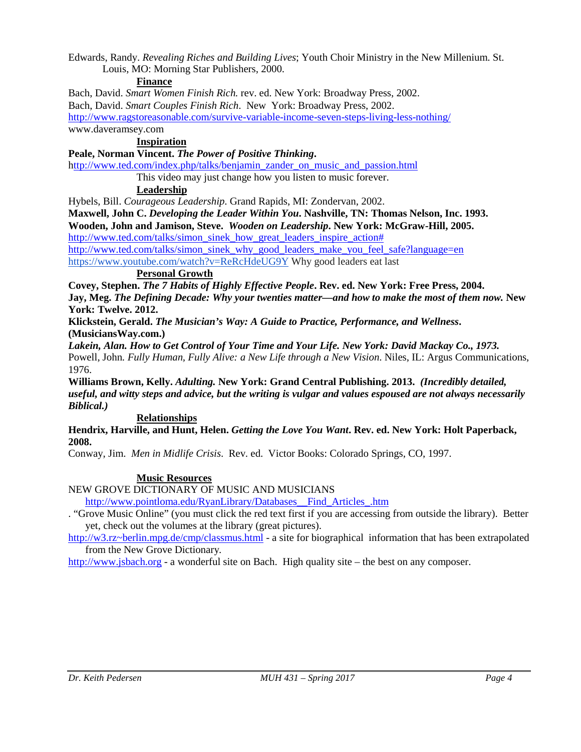Edwards, Randy. *Revealing Riches and Building Lives*; Youth Choir Ministry in the New Millenium. St. Louis, MO: Morning Star Publishers, 2000.

**Finance**

Bach, David. *Smart Women Finish Rich.* rev. ed. New York: Broadway Press, 2002.
Bach, David. *Smart Couples Finish Rich*. New York: Broadway Press, 2002.
http://www.ragstoreasonable.com/survive-variable-income-seven-steps-living-less-nothing/
www.daveramsey.com

**Inspiration**

**Peale, Norman Vincent. *The Power of Positive Thinking*.**
http://www.ted.com/index.php/talks/benjamin_zander_on_music_and_passion.html
This video may just change how you listen to music forever.

**Leadership**

Hybels, Bill. *Courageous Leadership*. Grand Rapids, MI: Zondervan, 2002.
**Maxwell, John C. *Developing the Leader Within You*. Nashville, TN: Thomas Nelson, Inc. 1993.**
**Wooden, John and Jamison, Steve. *Wooden on Leadership*. New York: McGraw-Hill, 2005.**
http://www.ted.com/talks/simon_sinek_how_great_leaders_inspire_action#
http://www.ted.com/talks/simon_sinek_why_good_leaders_make_you_feel_safe?language=en
https://www.youtube.com/watch?v=ReRcHdeUG9Y Why good leaders eat last

**Personal Growth**

**Covey, Stephen. *The 7 Habits of Highly Effective People*. Rev. ed. New York: Free Press, 2004.**
**Jay, Meg. *The Defining Decade: Why your twenties matter—and how to make the most of them now.* New York: Twelve. 2012.**
**Klickstein, Gerald. *The Musician's Way: A Guide to Practice, Performance, and Wellness*. (MusiciansWay.com.)**
***Lakein, Alan. How to Get Control of Your Time and Your Life. New York: David Mackay Co., 1973.***
Powell, John. *Fully Human, Fully Alive: a New Life through a New Vision*. Niles, IL: Argus Communications, 1976.
**Williams Brown, Kelly. *Adulting.* New York: Grand Central Publishing. 2013. *(Incredibly detailed, useful, and witty steps and advice, but the writing is vulgar and values espoused are not always necessarily Biblical.)***

**Relationships**

**Hendrix, Harville, and Hunt, Helen. *Getting the Love You Want*. Rev. ed. New York: Holt Paperback, 2008.**
Conway, Jim. *Men in Midlife Crisis*. Rev. ed. Victor Books: Colorado Springs, CO, 1997.

**Music Resources**

NEW GROVE DICTIONARY OF MUSIC AND MUSICIANS
http://www.pointloma.edu/RyanLibrary/Databases__Find_Articles_.htm
. "Grove Music Online" (you must click the red text first if you are accessing from outside the library). Better yet, check out the volumes at the library (great pictures).
http://w3.rz~berlin.mpg.de/cmp/classmus.html - a site for biographical information that has been extrapolated from the New Grove Dictionary.
http://www.jsbach.org - a wonderful site on Bach. High quality site – the best on any composer.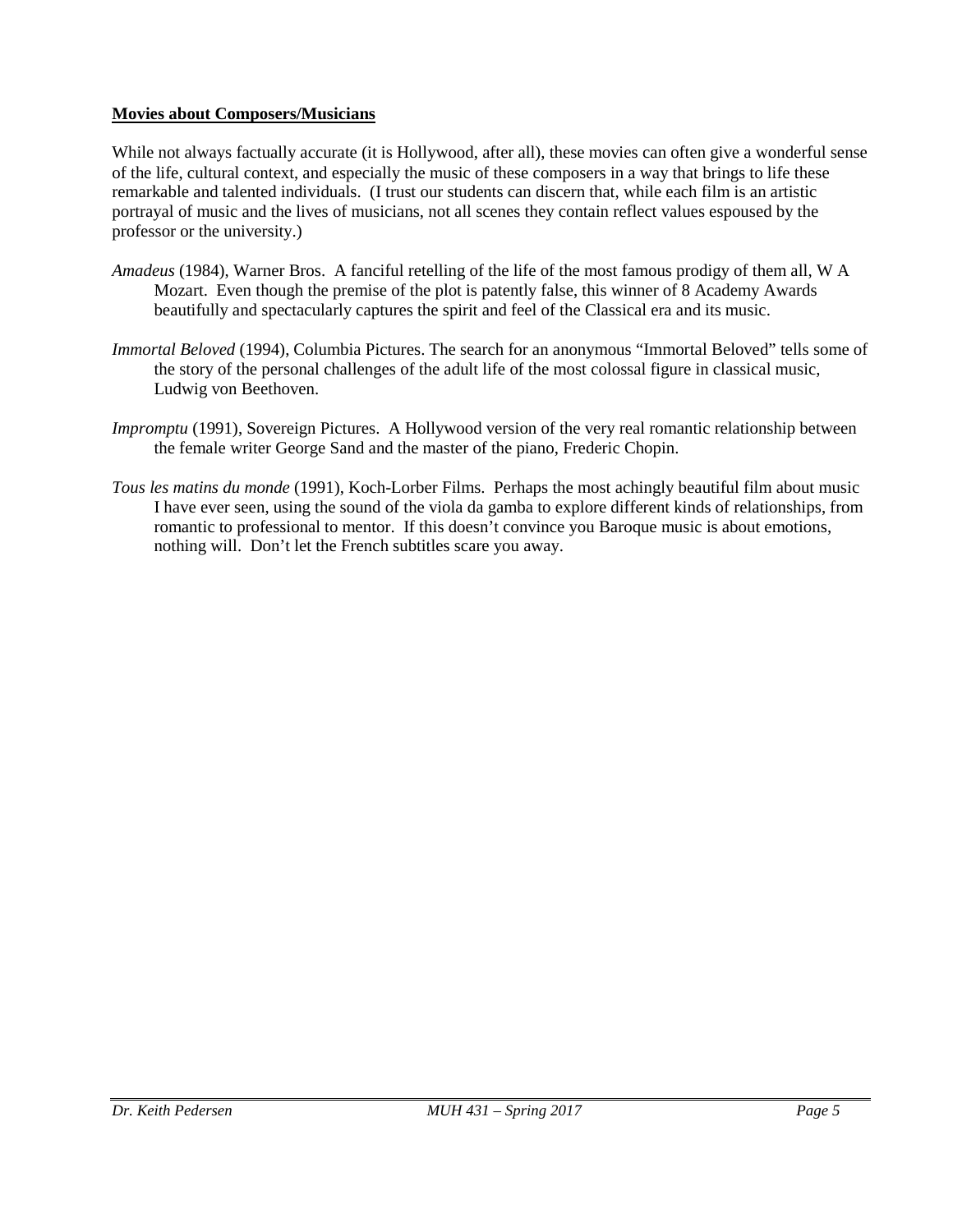**Movies about Composers/Musicians**

While not always factually accurate (it is Hollywood, after all), these movies can often give a wonderful sense of the life, cultural context, and especially the music of these composers in a way that brings to life these remarkable and talented individuals. (I trust our students can discern that, while each film is an artistic portrayal of music and the lives of musicians, not all scenes they contain reflect values espoused by the professor or the university.)

*Amadeus* (1984), Warner Bros. A fanciful retelling of the life of the most famous prodigy of them all, W A Mozart. Even though the premise of the plot is patently false, this winner of 8 Academy Awards beautifully and spectacularly captures the spirit and feel of the Classical era and its music.

*Immortal Beloved* (1994), Columbia Pictures. The search for an anonymous "Immortal Beloved" tells some of the story of the personal challenges of the adult life of the most colossal figure in classical music, Ludwig von Beethoven.

*Impromptu* (1991), Sovereign Pictures. A Hollywood version of the very real romantic relationship between the female writer George Sand and the master of the piano, Frederic Chopin.

*Tous les matins du monde* (1991), Koch-Lorber Films. Perhaps the most achingly beautiful film about music I have ever seen, using the sound of the viola da gamba to explore different kinds of relationships, from romantic to professional to mentor. If this doesn't convince you Baroque music is about emotions, nothing will. Don't let the French subtitles scare you away.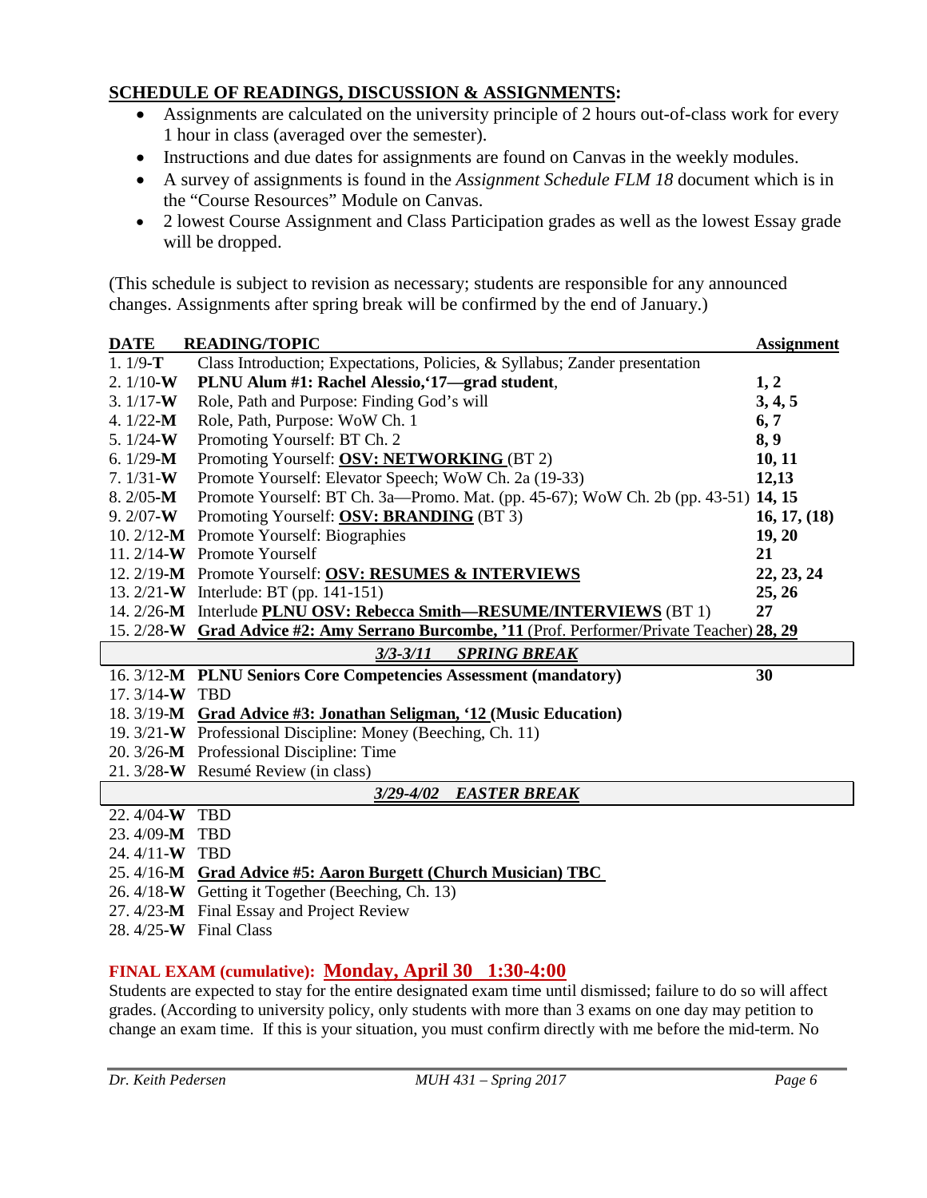## SCHEDULE OF READINGS, DISCUSSION & ASSIGNMENTS:

- Assignments are calculated on the university principle of 2 hours out-of-class work for every 1 hour in class (averaged over the semester).
- Instructions and due dates for assignments are found on Canvas in the weekly modules.
- A survey of assignments is found in the *Assignment Schedule FLM 18* document which is in the "Course Resources" Module on Canvas.
- 2 lowest Course Assignment and Class Participation grades as well as the lowest Essay grade will be dropped.

(This schedule is subject to revision as necessary; students are responsible for any announced changes. Assignments after spring break will be confirmed by the end of January.)

| DATE | READING/TOPIC | Assignment |
|---|---|---|
| 1. 1/9-**T** | Class Introduction; Expectations, Policies, & Syllabus; Zander presentation | |
| 2. 1/10-**W** | **PLNU Alum #1: Rachel Alessio,'17—grad student**, | **1, 2** |
| 3. 1/17-**W** | Role, Path and Purpose: Finding God's will | **3, 4, 5** |
| 4. 1/22-**M** | Role, Path, Purpose: WoW Ch. 1 | **6, 7** |
| 5. 1/24-**W** | Promoting Yourself: BT Ch. 2 | **8, 9** |
| 6. 1/29-**M** | Promoting Yourself: **OSV: NETWORKING** (BT 2) | **10, 11** |
| 7. 1/31-**W** | Promote Yourself: Elevator Speech; WoW Ch. 2a (19-33) | **12,13** |
| 8. 2/05-**M** | Promote Yourself: BT Ch. 3a—Promo. Mat. (pp. 45-67); WoW Ch. 2b (pp. 43-51) | **14, 15** |
| 9. 2/07-**W** | Promoting Yourself: **OSV: BRANDING** (BT 3) | **16, 17, (18)** |
| 10. 2/12-**M** | Promote Yourself: Biographies | **19, 20** |
| 11. 2/14-**W** | Promote Yourself | **21** |
| 12. 2/19-**M** | Promote Yourself: **OSV: RESUMES & INTERVIEWS** | **22, 23, 24** |
| 13. 2/21-**W** | Interlude: BT (pp. 141-151) | **25, 26** |
| 14. 2/26-**M** | Interlude **PLNU OSV: Rebecca Smith—RESUME/INTERVIEWS** (BT 1) | **27** |
| 15. 2/28-**W** | **Grad Advice #2: Amy Serrano Burcombe, '11** (Prof. Performer/Private Teacher) | **28, 29** |
| | ***3/3-3/11 SPRING BREAK*** | |
| 16. 3/12-**M** | **PLNU Seniors Core Competencies Assessment (mandatory)** | **30** |
| 17. 3/14-**W** | TBD | |
| 18. 3/19-**M** | **Grad Advice #3: Jonathan Seligman, '12 (Music Education)** | |
| 19. 3/21-**W** | Professional Discipline: Money (Beeching, Ch. 11) | |
| 20. 3/26-**M** | Professional Discipline: Time | |
| 21. 3/28-**W** | Resumé Review (in class) | |
| | ***3/29-4/02 EASTER BREAK*** | |
| 22. 4/04-**W** | TBD | |
| 23. 4/09-**M** | TBD | |
| 24. 4/11-**W** | TBD | |
| 25. 4/16-**M** | **Grad Advice #5: Aaron Burgett (Church Musician) TBC** | |
| 26. 4/18-**W** | Getting it Together (Beeching, Ch. 13) | |
| 27. 4/23-**M** | Final Essay and Project Review | |
| 28. 4/25-**W** | Final Class | |

**FINAL EXAM (cumulative): Monday, April 30 1:30-4:00**

Students are expected to stay for the entire designated exam time until dismissed; failure to do so will affect grades. (According to university policy, only students with more than 3 exams on one day may petition to change an exam time. If this is your situation, you must confirm directly with me before the mid-term. No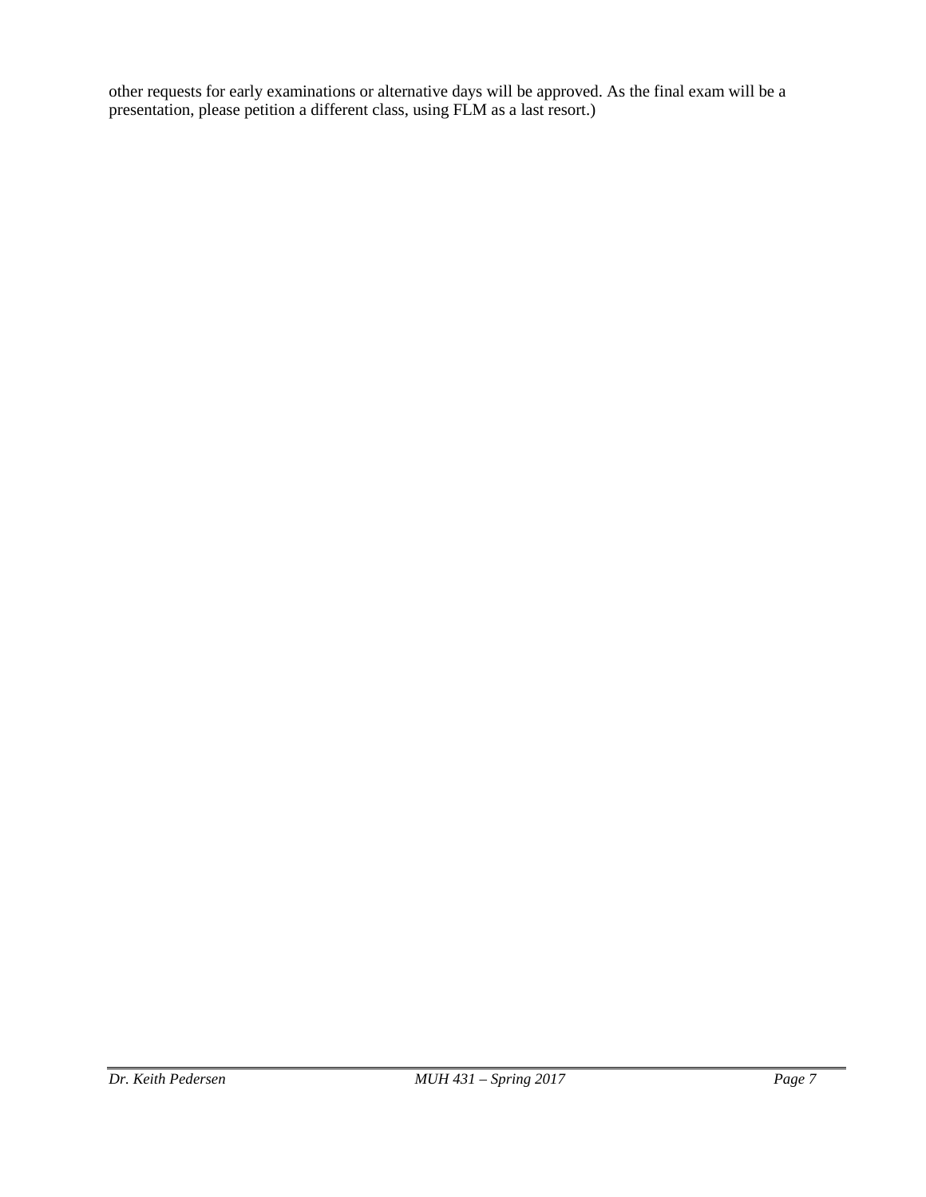other requests for early examinations or alternative days will be approved. As the final exam will be a presentation, please petition a different class, using FLM as a last resort.)